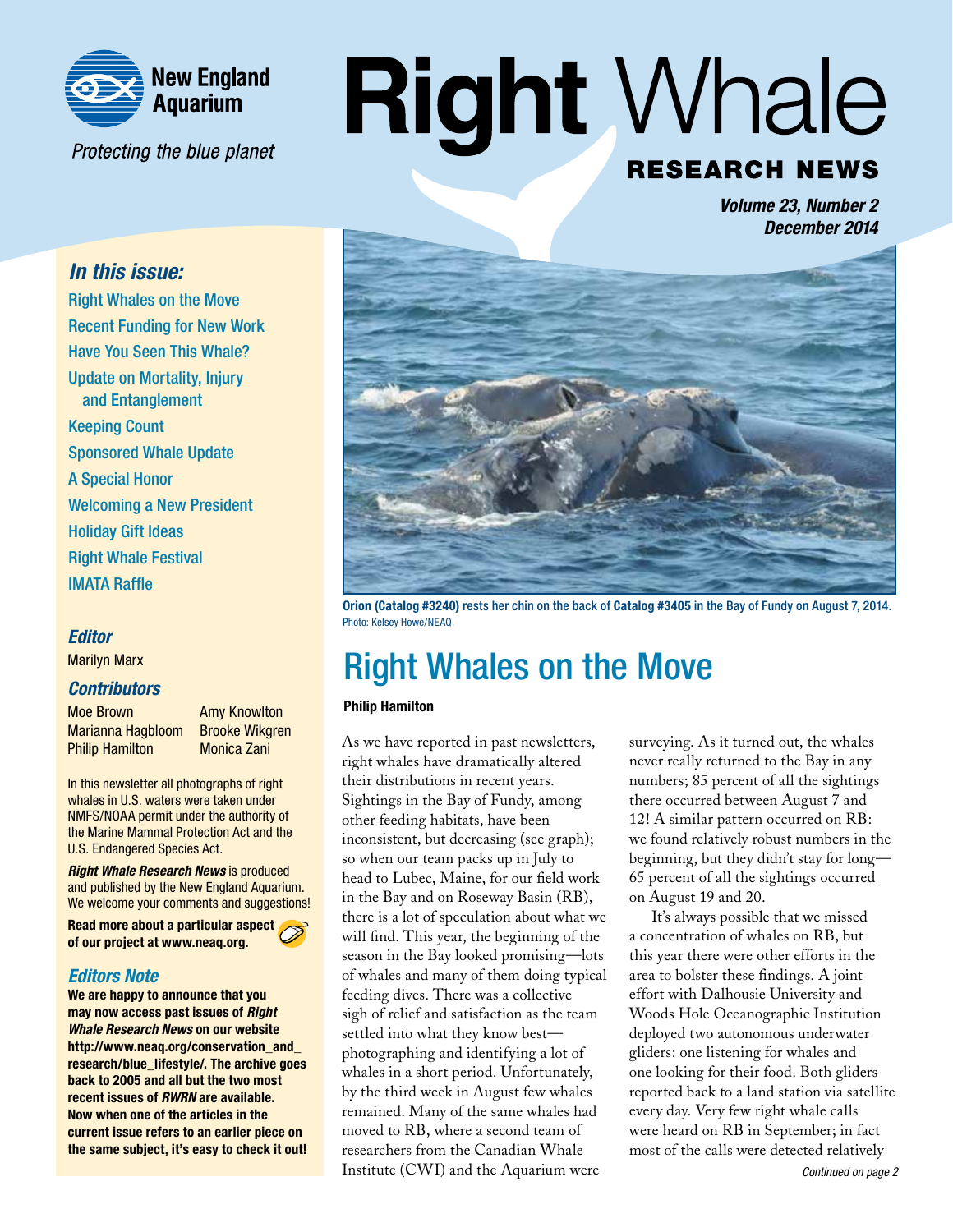New England Aquarium

*Protecting the blue planet*

# Right Whale

## RESEARCH NEWS

***Volume 23, Number 2***
***December 2014***

### *In this issue:*

- Right Whales on the Move
- Recent Funding for New Work
- Have You Seen This Whale?
- Update on Mortality, Injury and Entanglement
- Keeping Count
- Sponsored Whale Update
- A Special Honor
- Welcoming a New President
- Holiday Gift Ideas
- Right Whale Festival
- IMATA Raffle

### *Editor*

Marilyn Marx

### *Contributors*

Moe Brown
Marianna Hagbloom
Philip Hamilton
Amy Knowlton
Brooke Wikgren
Monica Zani

In this newsletter all photographs of right whales in U.S. waters were taken under NMFS/NOAA permit under the authority of the Marine Mammal Protection Act and the U.S. Endangered Species Act.

***Right Whale Research News*** is produced and published by the New England Aquarium. We welcome your comments and suggestions!

**Read more about a particular aspect of our project at www.neaq.org.**

### *Editors Note*

**We are happy to announce that you may now access past issues of *Right Whale Research News* on our website http://www.neaq.org/conservation_and_research/blue_lifestyle/. The archive goes back to 2005 and all but the two most recent issues of *RWRN* are available. Now when one of the articles in the current issue refers to an earlier piece on the same subject, it's easy to check it out!**

**Orion (Catalog #3240)** rests her chin on the back of **Catalog #3405** in the Bay of Fundy on August 7, 2014. Photo: Kelsey Howe/NEAQ.

# Right Whales on the Move

**Philip Hamilton**

As we have reported in past newsletters, right whales have dramatically altered their distributions in recent years. Sightings in the Bay of Fundy, among other feeding habitats, have been inconsistent, but decreasing (see graph); so when our team packs up in July to head to Lubec, Maine, for our field work in the Bay and on Roseway Basin (RB), there is a lot of speculation about what we will find. This year, the beginning of the season in the Bay looked promising—lots of whales and many of them doing typical feeding dives. There was a collective sigh of relief and satisfaction as the team settled into what they know best—photographing and identifying a lot of whales in a short period. Unfortunately, by the third week in August few whales remained. Many of the same whales had moved to RB, where a second team of researchers from the Canadian Whale Institute (CWI) and the Aquarium were surveying. As it turned out, the whales never really returned to the Bay in any numbers; 85 percent of all the sightings there occurred between August 7 and 12! A similar pattern occurred on RB: we found relatively robust numbers in the beginning, but they didn't stay for long—65 percent of all the sightings occurred on August 19 and 20.

It's always possible that we missed a concentration of whales on RB, but this year there were other efforts in the area to bolster these findings. A joint effort with Dalhousie University and Woods Hole Oceanographic Institution deployed two autonomous underwater gliders: one listening for whales and one looking for their food. Both gliders reported back to a land station via satellite every day. Very few right whale calls were heard on RB in September; in fact most of the calls were detected relatively

*Continued on page 2*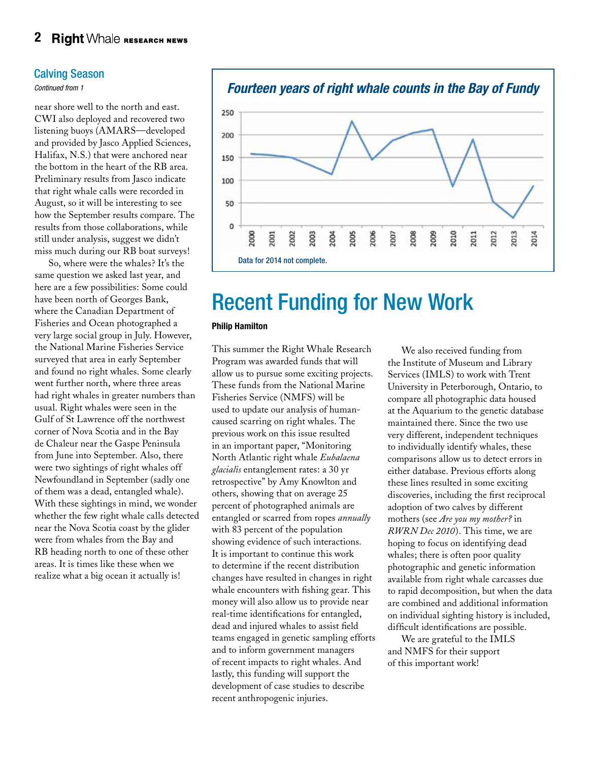## Calving Season

*Continued from 1*

near shore well to the north and east. CWI also deployed and recovered two listening buoys (AMARS—developed and provided by Jasco Applied Sciences, Halifax, N.S.) that were anchored near the bottom in the heart of the RB area. Preliminary results from Jasco indicate that right whale calls were recorded in August, so it will be interesting to see how the September results compare. The results from those collaborations, while still under analysis, suggest we didn't miss much during our RB boat surveys!

So, where were the whales? It's the same question we asked last year, and here are a few possibilities: Some could have been north of Georges Bank, where the Canadian Department of Fisheries and Ocean photographed a very large social group in July. However, the National Marine Fisheries Service surveyed that area in early September and found no right whales. Some clearly went further north, where three areas had right whales in greater numbers than usual. Right whales were seen in the Gulf of St Lawrence off the northwest corner of Nova Scotia and in the Bay de Chaleur near the Gaspe Peninsula from June into September. Also, there were two sightings of right whales off Newfoundland in September (sadly one of them was a dead, entangled whale). With these sightings in mind, we wonder whether the few right whale calls detected near the Nova Scotia coast by the glider were from whales from the Bay and RB heading north to one of these other areas. It is times like these when we realize what a big ocean it actually is!

***Fourteen years of right whale counts in the Bay of Fundy***

Data for 2014 not complete.

# Recent Funding for New Work

**Philip Hamilton**

This summer the Right Whale Research Program was awarded funds that will allow us to pursue some exciting projects. These funds from the National Marine Fisheries Service (NMFS) will be used to update our analysis of human-caused scarring on right whales. The previous work on this issue resulted in an important paper, "Monitoring North Atlantic right whale *Eubalaena glacialis* entanglement rates: a 30 yr retrospective" by Amy Knowlton and others, showing that on average 25 percent of photographed animals are entangled or scarred from ropes *annually* with 83 percent of the population showing evidence of such interactions. It is important to continue this work to determine if the recent distribution changes have resulted in changes in right whale encounters with fishing gear. This money will also allow us to provide near real-time identifications for entangled, dead and injured whales to assist field teams engaged in genetic sampling efforts and to inform government managers of recent impacts to right whales. And lastly, this funding will support the development of case studies to describe recent anthropogenic injuries.

We also received funding from the Institute of Museum and Library Services (IMLS) to work with Trent University in Peterborough, Ontario, to compare all photographic data housed at the Aquarium to the genetic database maintained there. Since the two use very different, independent techniques to individually identify whales, these comparisons allow us to detect errors in either database. Previous efforts along these lines resulted in some exciting discoveries, including the first reciprocal adoption of two calves by different mothers (see *Are you my mother?* in *RWRN Dec 2010*). This time, we are hoping to focus on identifying dead whales; there is often poor quality photographic and genetic information available from right whale carcasses due to rapid decomposition, but when the data are combined and additional information on individual sighting history is included, difficult identifications are possible.

We are grateful to the IMLS and NMFS for their support of this important work!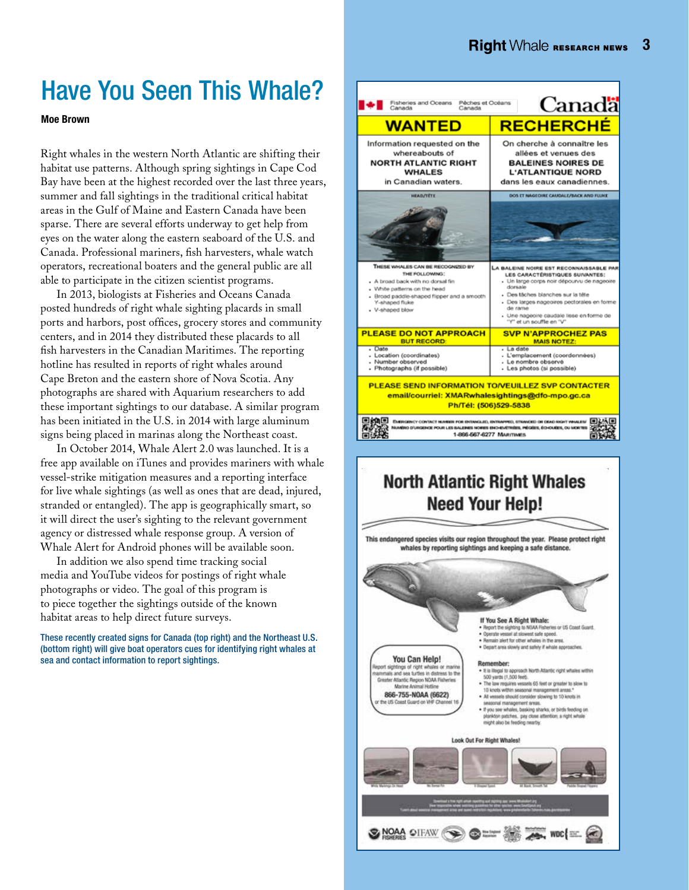# Have You Seen This Whale?

**Moe Brown**

Right whales in the western North Atlantic are shifting their habitat use patterns. Although spring sightings in Cape Cod Bay have been at the highest recorded over the last three years, summer and fall sightings in the traditional critical habitat areas in the Gulf of Maine and Eastern Canada have been sparse. There are several efforts underway to get help from eyes on the water along the eastern seaboard of the U.S. and Canada. Professional mariners, fish harvesters, whale watch operators, recreational boaters and the general public are all able to participate in the citizen scientist programs.

In 2013, biologists at Fisheries and Oceans Canada posted hundreds of right whale sighting placards in small ports and harbors, post offices, grocery stores and community centers, and in 2014 they distributed these placards to all fish harvesters in the Canadian Maritimes. The reporting hotline has resulted in reports of right whales around Cape Breton and the eastern shore of Nova Scotia. Any photographs are shared with Aquarium researchers to add these important sightings to our database. A similar program has been initiated in the U.S. in 2014 with large aluminum signs being placed in marinas along the Northeast coast.

In October 2014, Whale Alert 2.0 was launched. It is a free app available on iTunes and provides mariners with whale vessel-strike mitigation measures and a reporting interface for live whale sightings (as well as ones that are dead, injured, stranded or entangled). The app is geographically smart, so it will direct the user's sighting to the relevant government agency or distressed whale response group. A version of Whale Alert for Android phones will be available soon.

In addition we also spend time tracking social media and YouTube videos for postings of right whale photographs or video. The goal of this program is to piece together the sightings outside of the known habitat areas to help direct future surveys.

These recently created signs for Canada (top right) and the Northeast U.S. (bottom right) will give boat operators cues for identifying right whales at sea and contact information to report sightings.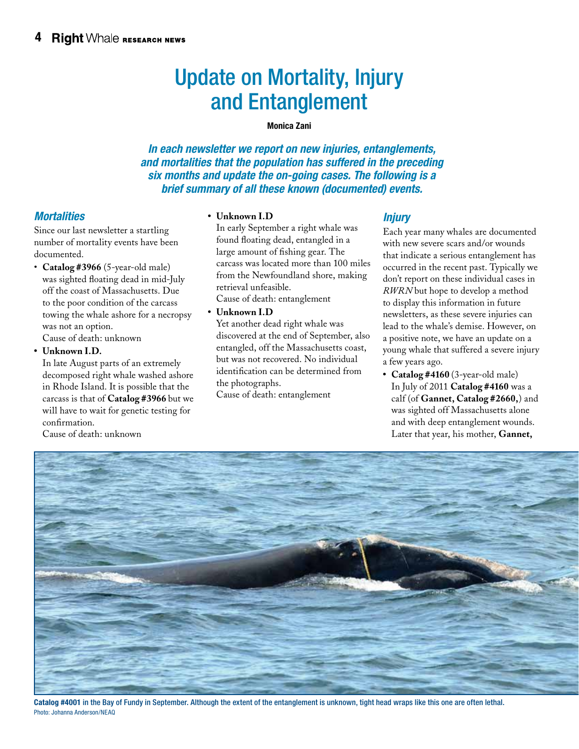# Update on Mortality, Injury and Entanglement

**Monica Zani**

***In each newsletter we report on new injuries, entanglements, and mortalities that the population has suffered in the preceding six months and update the on-going cases. The following is a brief summary of all these known (documented) events.***

## *Mortalities*

Since our last newsletter a startling number of mortality events have been documented.

- **Catalog #3966** (5-year-old male) was sighted floating dead in mid-July off the coast of Massachusetts. Due to the poor condition of the carcass towing the whale ashore for a necropsy was not an option.
  Cause of death: unknown
- **Unknown I.D.**
  In late August parts of an extremely decomposed right whale washed ashore in Rhode Island. It is possible that the carcass is that of **Catalog #3966** but we will have to wait for genetic testing for confirmation.
  Cause of death: unknown
- **Unknown I.D**
  In early September a right whale was found floating dead, entangled in a large amount of fishing gear. The carcass was located more than 100 miles from the Newfoundland shore, making retrieval unfeasible.
  Cause of death: entanglement
- **Unknown I.D**
  Yet another dead right whale was discovered at the end of September, also entangled, off the Massachusetts coast, but was not recovered. No individual identification can be determined from the photographs.
  Cause of death: entanglement

## *Injury*

Each year many whales are documented with new severe scars and/or wounds that indicate a serious entanglement has occurred in the recent past. Typically we don't report on these individual cases in *RWRN* but hope to develop a method to display this information in future newsletters, as these severe injuries can lead to the whale's demise. However, on a positive note, we have an update on a young whale that suffered a severe injury a few years ago.

- **Catalog #4160** (3-year-old male)
  In July of 2011 **Catalog #4160** was a calf (of **Gannet, Catalog #2660,**) and was sighted off Massachusetts alone and with deep entanglement wounds. Later that year, his mother, **Gannet,**

**Catalog #4001** in the Bay of Fundy in September. Although the extent of the entanglement is unknown, tight head wraps like this one are often lethal.
Photo: Johanna Anderson/NEAQ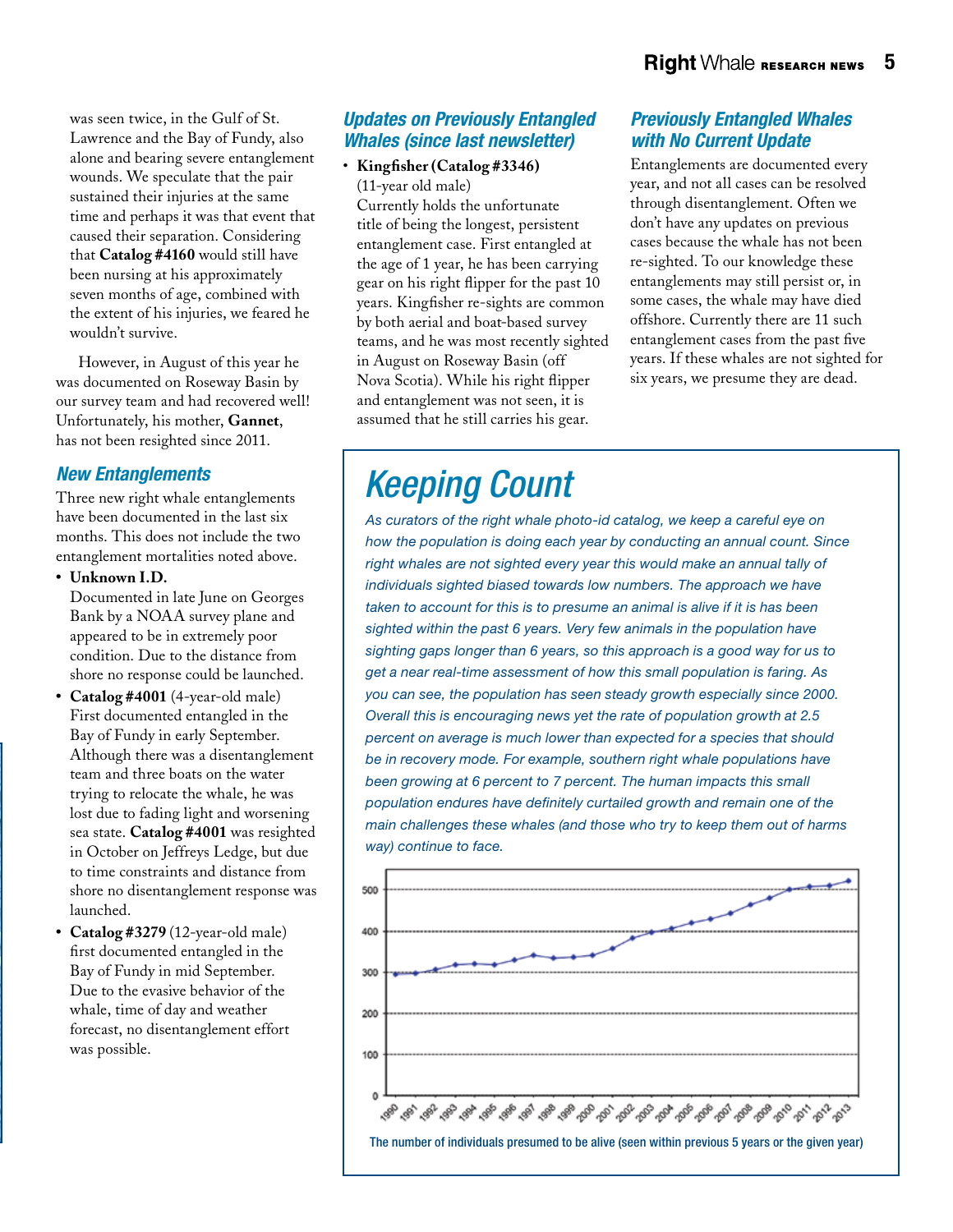was seen twice, in the Gulf of St. Lawrence and the Bay of Fundy, also alone and bearing severe entanglement wounds. We speculate that the pair sustained their injuries at the same time and perhaps it was that event that caused their separation. Considering that **Catalog #4160** would still have been nursing at his approximately seven months of age, combined with the extent of his injuries, we feared he wouldn't survive.

However, in August of this year he was documented on Roseway Basin by our survey team and had recovered well! Unfortunately, his mother, **Gannet**, has not been resighted since 2011.

### New Entanglements

Three new right whale entanglements have been documented in the last six months. This does not include the two entanglement mortalities noted above.

- **Unknown I.D.**
  Documented in late June on Georges Bank by a NOAA survey plane and appeared to be in extremely poor condition. Due to the distance from shore no response could be launched.
- **Catalog #4001** (4-year-old male)
  First documented entangled in the Bay of Fundy in early September. Although there was a disentanglement team and three boats on the water trying to relocate the whale, he was lost due to fading light and worsening sea state. **Catalog #4001** was resighted in October on Jeffreys Ledge, but due to time constraints and distance from shore no disentanglement response was launched.
- **Catalog #3279** (12-year-old male)
  first documented entangled in the Bay of Fundy in mid September. Due to the evasive behavior of the whale, time of day and weather forecast, no disentanglement effort was possible.

### Updates on Previously Entangled Whales (since last newsletter)

- **Kingfisher (Catalog #3346)**
  (11-year old male)
  Currently holds the unfortunate title of being the longest, persistent entanglement case. First entangled at the age of 1 year, he has been carrying gear on his right flipper for the past 10 years. Kingfisher re-sights are common by both aerial and boat-based survey teams, and he was most recently sighted in August on Roseway Basin (off Nova Scotia). While his right flipper and entanglement was not seen, it is assumed that he still carries his gear.

### Previously Entangled Whales with No Current Update

Entanglements are documented every year, and not all cases can be resolved through disentanglement. Often we don't have any updates on previous cases because the whale has not been re-sighted. To our knowledge these entanglements may still persist or, in some cases, the whale may have died offshore. Currently there are 11 such entanglement cases from the past five years. If these whales are not sighted for six years, we presume they are dead.

## Keeping Count

*As curators of the right whale photo-id catalog, we keep a careful eye on how the population is doing each year by conducting an annual count. Since right whales are not sighted every year this would make an annual tally of individuals sighted biased towards low numbers. The approach we have taken to account for this is to presume an animal is alive if it is has been sighted within the past 6 years. Very few animals in the population have sighting gaps longer than 6 years, so this approach is a good way for us to get a near real-time assessment of how this small population is faring. As you can see, the population has seen steady growth especially since 2000. Overall this is encouraging news yet the rate of population growth at 2.5 percent on average is much lower than expected for a species that should be in recovery mode. For example, southern right whale populations have been growing at 6 percent to 7 percent. The human impacts this small population endures have definitely curtailed growth and remain one of the main challenges these whales (and those who try to keep them out of harms way) continue to face.*

The number of individuals presumed to be alive (seen within previous 5 years or the given year)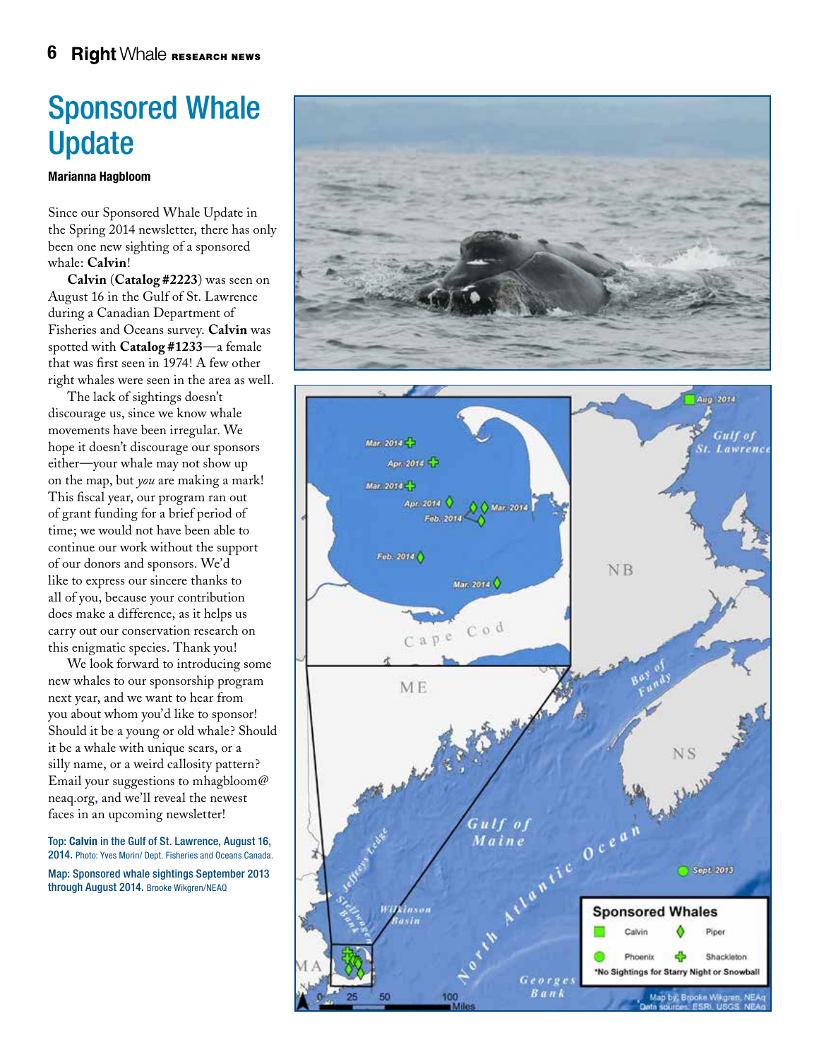# Sponsored Whale Update

**Marianna Hagbloom**

Since our Sponsored Whale Update in the Spring 2014 newsletter, there has only been one new sighting of a sponsored whale: **Calvin**!

**Calvin** (**Catalog #2223**) was seen on August 16 in the Gulf of St. Lawrence during a Canadian Department of Fisheries and Oceans survey. **Calvin** was spotted with **Catalog #1233**—a female that was first seen in 1974! A few other right whales were seen in the area as well.

The lack of sightings doesn't discourage us, since we know whale movements have been irregular. We hope it doesn't discourage our sponsors either—your whale may not show up on the map, but *you* are making a mark! This fiscal year, our program ran out of grant funding for a brief period of time; we would not have been able to continue our work without the support of our donors and sponsors. We'd like to express our sincere thanks to all of you, because your contribution does make a difference, as it helps us carry out our conservation research on this enigmatic species. Thank you!

We look forward to introducing some new whales to our sponsorship program next year, and we want to hear from you about whom you'd like to sponsor! Should it be a young or old whale? Should it be a whale with unique scars, or a silly name, or a weird callosity pattern? Email your suggestions to mhagbloom@neaq.org, and we'll reveal the newest faces in an upcoming newsletter!

Top: **Calvin** in the Gulf of St. Lawrence, August 16, 2014. Photo: Yves Morin/ Dept. Fisheries and Oceans Canada.

Map: Sponsored whale sightings September 2013 through August 2014. Brooke Wikgren/NEAQ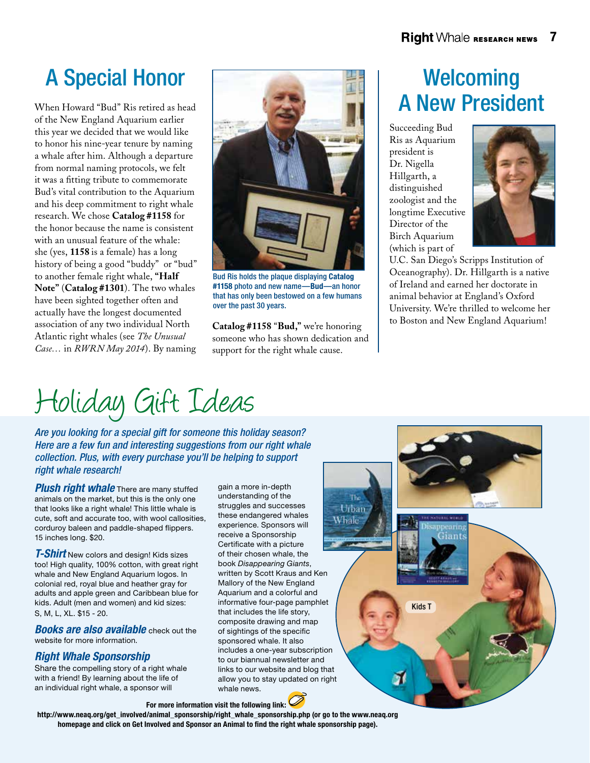## A Special Honor

When Howard "Bud" Ris retired as head of the New England Aquarium earlier this year we decided that we would like to honor his nine-year tenure by naming a whale after him. Although a departure from normal naming protocols, we felt it was a fitting tribute to commemorate Bud's vital contribution to the Aquarium and his deep commitment to right whale research. We chose **Catalog #1158** for the honor because the name is consistent with an unusual feature of the whale: she (yes, **1158** is a female) has a long history of being a good "buddy" or "bud" to another female right whale, **"Half Note"** (**Catalog #1301**). The two whales have been sighted together often and actually have the longest documented association of any two individual North Atlantic right whales (see *The Unusual Case…* in *RWRN May 2014*). By naming **Catalog #1158** "**Bud,**" we're honoring someone who has shown dedication and support for the right whale cause.

Bud Ris holds the plaque displaying **Catalog #1158** photo and new name—**Bud**—an honor that has only been bestowed on a few humans over the past 30 years.

## Welcoming A New President

Succeeding Bud Ris as Aquarium president is Dr. Nigella Hillgarth, a distinguished zoologist and the longtime Executive Director of the Birch Aquarium (which is part of U.C. San Diego's Scripps Institution of Oceanography). Dr. Hillgarth is a native of Ireland and earned her doctorate in animal behavior at England's Oxford University. We're thrilled to welcome her to Boston and New England Aquarium!

## Holiday Gift Ideas

*Are you looking for a special gift for someone this holiday season? Here are a few fun and interesting suggestions from our right whale collection. Plus, with every purchase you'll be helping to support right whale research!*

***Plush right whale*** There are many stuffed animals on the market, but this is the only one that looks like a right whale! This little whale is cute, soft and accurate too, with wool callosities, corduroy baleen and paddle-shaped flippers. 15 inches long. $20.

***T-Shirt*** New colors and design! Kids sizes too! High quality, 100% cotton, with great right whale and New England Aquarium logos. In colonial red, royal blue and heather gray for adults and apple green and Caribbean blue for kids. Adult (men and women) and kid sizes: S, M, L, XL. $15 - 20.

***Books are also available*** check out the website for more information.

***Right Whale Sponsorship***
Share the compelling story of a right whale with a friend! By learning about the life of an individual right whale, a sponsor will gain a more in-depth understanding of the struggles and successes these endangered whales experience. Sponsors will receive a Sponsorship Certificate with a picture of their chosen whale, the book *Disappearing Giants*, written by Scott Kraus and Ken Mallory of the New England Aquarium and a colorful and informative four-page pamphlet that includes the life story, composite drawing and map of sightings of the specific sponsored whale. It also includes a one-year subscription to our biannual newsletter and links to our website and blog that allow you to stay updated on right whale news.

Kids T

**For more information visit the following link:**
**http://www.neaq.org/get_involved/animal_sponsorship/right_whale_sponsorship.php (or go to the www.neaq.org homepage and click on Get Involved and Sponsor an Animal to find the right whale sponsorship page).**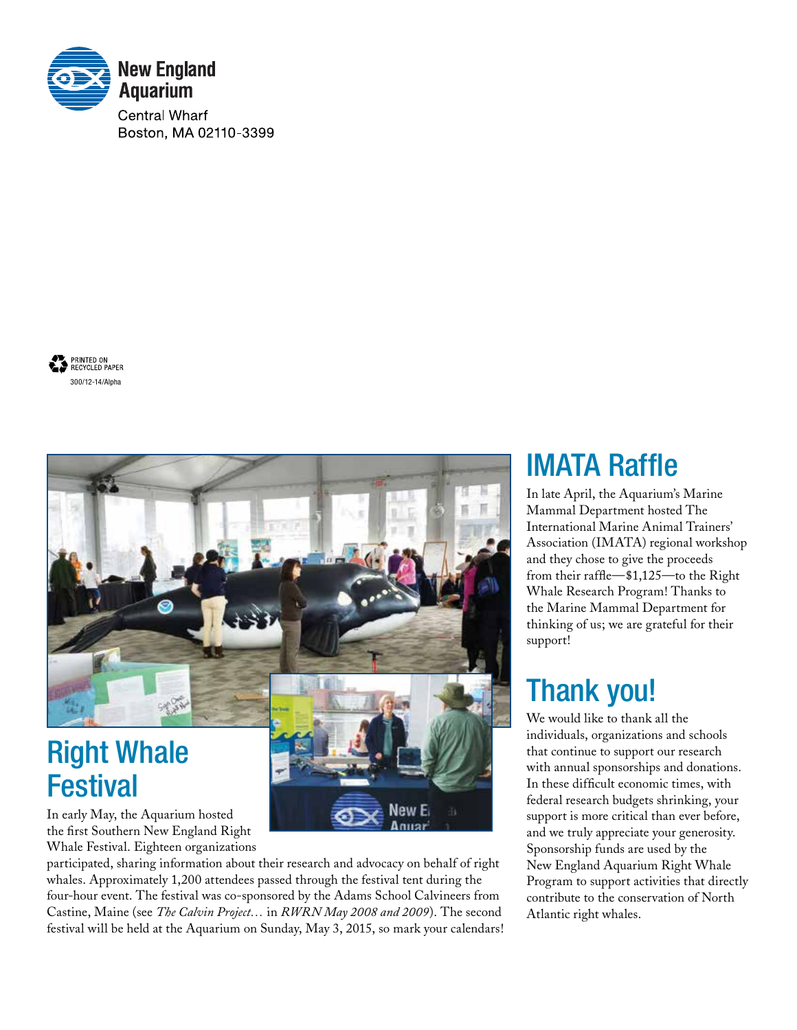New England Aquarium
Central Wharf
Boston, MA 02110-3399

PRINTED ON RECYCLED PAPER
300/12-14/Alpha

## Right Whale Festival

In early May, the Aquarium hosted the first Southern New England Right Whale Festival. Eighteen organizations participated, sharing information about their research and advocacy on behalf of right whales. Approximately 1,200 attendees passed through the festival tent during the four-hour event. The festival was co-sponsored by the Adams School Calvineers from Castine, Maine (see *The Calvin Project…* in *RWRN May 2008 and 2009*). The second festival will be held at the Aquarium on Sunday, May 3, 2015, so mark your calendars!

## IMATA Raffle

In late April, the Aquarium's Marine Mammal Department hosted The International Marine Animal Trainers' Association (IMATA) regional workshop and they chose to give the proceeds from their raffle—$1,125—to the Right Whale Research Program! Thanks to the Marine Mammal Department for thinking of us; we are grateful for their support!

## Thank you!

We would like to thank all the individuals, organizations and schools that continue to support our research with annual sponsorships and donations. In these difficult economic times, with federal research budgets shrinking, your support is more critical than ever before, and we truly appreciate your generosity. Sponsorship funds are used by the New England Aquarium Right Whale Program to support activities that directly contribute to the conservation of North Atlantic right whales.